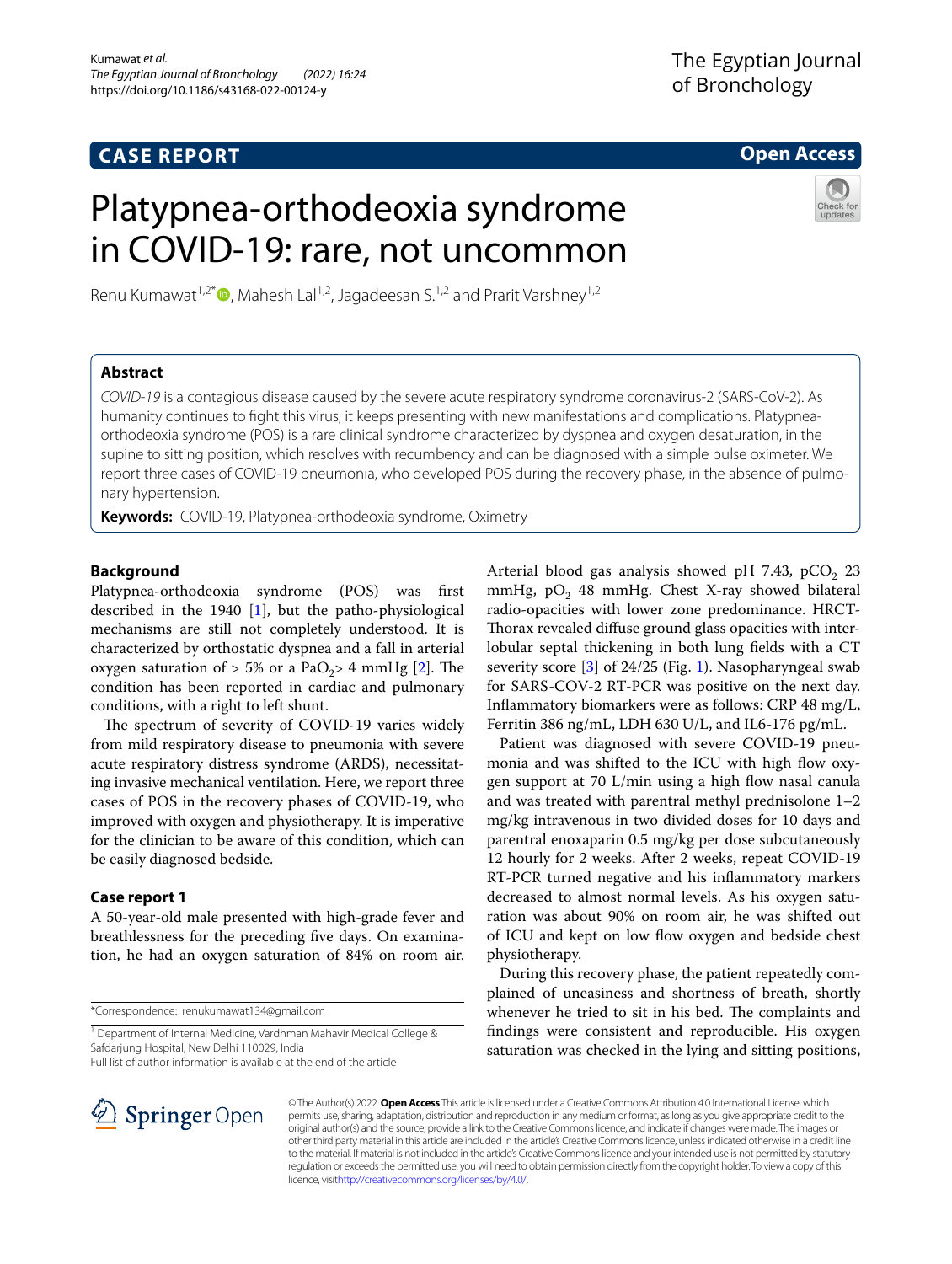CASE REPORT

Open Access

# Platypnea-orthodeoxia syndrome in COVID-19: rare, not uncommon

Renu Kumawat[1,2*], Mahesh Lal[1,2], Jagadeesan S.[1,2] and Prarit Varshney[1,2]

## Abstract

*COVID-19* is a contagious disease caused by the severe acute respiratory syndrome coronavirus-2 (SARS-CoV-2). As humanity continues to fight this virus, it keeps presenting with new manifestations and complications. Platypnea-orthodeoxia syndrome (POS) is a rare clinical syndrome characterized by dyspnea and oxygen desaturation, in the supine to sitting position, which resolves with recumbency and can be diagnosed with a simple pulse oximeter. We report three cases of COVID-19 pneumonia, who developed POS during the recovery phase, in the absence of pulmonary hypertension.

**Keywords:** COVID-19, Platypnea-orthodeoxia syndrome, Oximetry

## Background

Platypnea-orthodeoxia syndrome (POS) was first described in the 1940 [1], but the patho-physiological mechanisms are still not completely understood. It is characterized by orthostatic dyspnea and a fall in arterial oxygen saturation of > 5% or a $PaO_2$> 4 mmHg [2]. The condition has been reported in cardiac and pulmonary conditions, with a right to left shunt.

The spectrum of severity of COVID-19 varies widely from mild respiratory disease to pneumonia with severe acute respiratory distress syndrome (ARDS), necessitating invasive mechanical ventilation. Here, we report three cases of POS in the recovery phases of COVID-19, who improved with oxygen and physiotherapy. It is imperative for the clinician to be aware of this condition, which can be easily diagnosed bedside.

## Case report 1

A 50-year-old male presented with high-grade fever and breathlessness for the preceding five days. On examination, he had an oxygen saturation of 84% on room air. Arterial blood gas analysis showed pH 7.43, $pCO_2$ 23 mmHg, $pO_2$ 48 mmHg. Chest X-ray showed bilateral radio-opacities with lower zone predominance. HRCT-Thorax revealed diffuse ground glass opacities with interlobular septal thickening in both lung fields with a CT severity score [3] of 24/25 (Fig. 1). Nasopharyngeal swab for SARS-COV-2 RT-PCR was positive on the next day. Inflammatory biomarkers were as follows: CRP 48 mg/L, Ferritin 386 ng/mL, LDH 630 U/L, and IL6-176 pg/mL.

Patient was diagnosed with severe COVID-19 pneumonia and was shifted to the ICU with high flow oxygen support at 70 L/min using a high flow nasal canula and was treated with parentral methyl prednisolone 1–2 mg/kg intravenous in two divided doses for 10 days and parentral enoxaparin 0.5 mg/kg per dose subcutaneously 12 hourly for 2 weeks. After 2 weeks, repeat COVID-19 RT-PCR turned negative and his inflammatory markers decreased to almost normal levels. As his oxygen saturation was about 90% on room air, he was shifted out of ICU and kept on low flow oxygen and bedside chest physiotherapy.

During this recovery phase, the patient repeatedly complained of uneasiness and shortness of breath, shortly whenever he tried to sit in his bed. The complaints and findings were consistent and reproducible. His oxygen saturation was checked in the lying and sitting positions,

*Correspondence: renukumawat134@gmail.com

[1] Department of Internal Medicine, Vardhman Mahavir Medical College & Safdarjung Hospital, New Delhi 110029, India

Full list of author information is available at the end of the article

© The Author(s) 2022. **Open Access** This article is licensed under a Creative Commons Attribution 4.0 International License, which permits use, sharing, adaptation, distribution and reproduction in any medium or format, as long as you give appropriate credit to the original author(s) and the source, provide a link to the Creative Commons licence, and indicate if changes were made. The images or other third party material in this article are included in the article's Creative Commons licence, unless indicated otherwise in a credit line to the material. If material is not included in the article's Creative Commons licence and your intended use is not permitted by statutory regulation or exceeds the permitted use, you will need to obtain permission directly from the copyright holder. To view a copy of this licence, visit http://creativecommons.org/licenses/by/4.0/.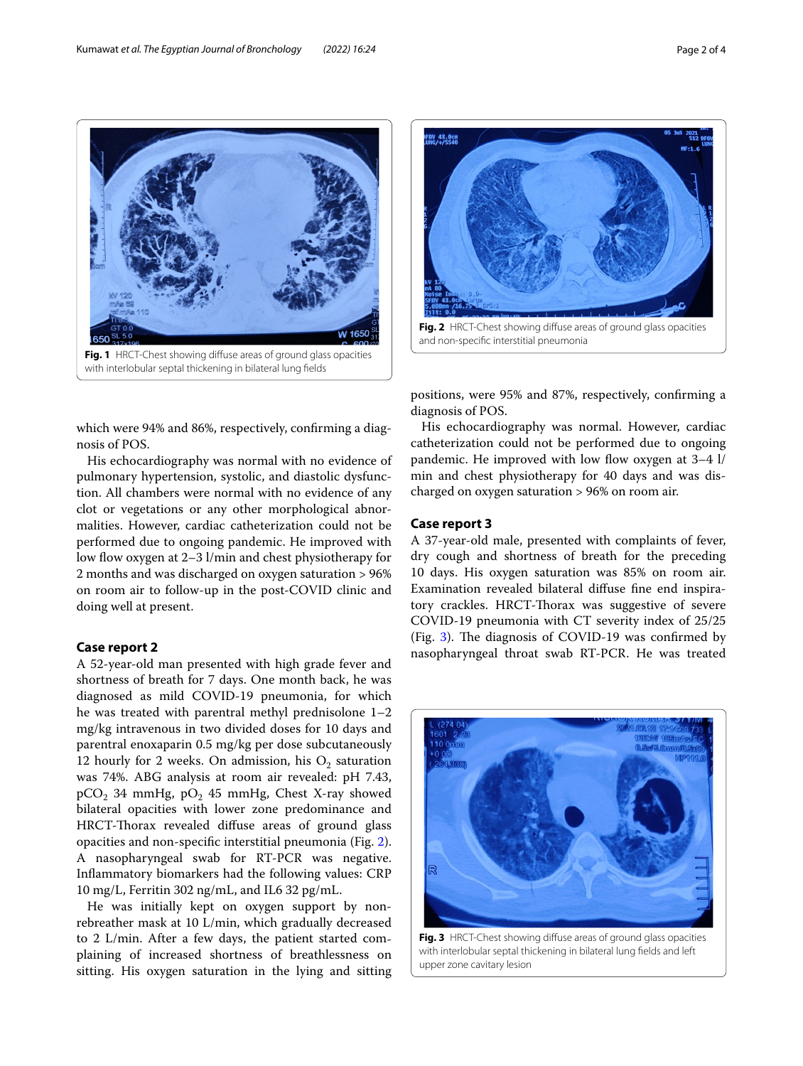Fig. 1 HRCT-Chest showing diffuse areas of ground glass opacities with interlobular septal thickening in bilateral lung fields

Fig. 2 HRCT-Chest showing diffuse areas of ground glass opacities and non-specific interstitial pneumonia

which were 94% and 86%, respectively, confirming a diagnosis of POS.

His echocardiography was normal with no evidence of pulmonary hypertension, systolic, and diastolic dysfunction. All chambers were normal with no evidence of any clot or vegetations or any other morphological abnormalities. However, cardiac catheterization could not be performed due to ongoing pandemic. He improved with low flow oxygen at 2–3 l/min and chest physiotherapy for 2 months and was discharged on oxygen saturation > 96% on room air to follow-up in the post-COVID clinic and doing well at present.

## Case report 2

A 52-year-old man presented with high grade fever and shortness of breath for 7 days. One month back, he was diagnosed as mild COVID-19 pneumonia, for which he was treated with parentral methyl prednisolone 1–2 mg/kg intravenous in two divided doses for 10 days and parentral enoxaparin 0.5 mg/kg per dose subcutaneously 12 hourly for 2 weeks. On admission, his $O_2$ saturation was 74%. ABG analysis at room air revealed: pH 7.43, $pCO_2$ 34 mmHg, $pO_2$ 45 mmHg, Chest X-ray showed bilateral opacities with lower zone predominance and HRCT-Thorax revealed diffuse areas of ground glass opacities and non-specific interstitial pneumonia (Fig. 2). A nasopharyngeal swab for RT-PCR was negative. Inflammatory biomarkers had the following values: CRP 10 mg/L, Ferritin 302 ng/mL, and IL6 32 pg/mL.

He was initially kept on oxygen support by non-rebreather mask at 10 L/min, which gradually decreased to 2 L/min. After a few days, the patient started complaining of increased shortness of breathlessness on sitting. His oxygen saturation in the lying and sitting positions, were 95% and 87%, respectively, confirming a diagnosis of POS.

His echocardiography was normal. However, cardiac catheterization could not be performed due to ongoing pandemic. He improved with low flow oxygen at 3–4 l/min and chest physiotherapy for 40 days and was discharged on oxygen saturation > 96% on room air.

## Case report 3

A 37-year-old male, presented with complaints of fever, dry cough and shortness of breath for the preceding 10 days. His oxygen saturation was 85% on room air. Examination revealed bilateral diffuse fine end inspiratory crackles. HRCT-Thorax was suggestive of severe COVID-19 pneumonia with CT severity index of 25/25 (Fig. 3). The diagnosis of COVID-19 was confirmed by nasopharyngeal throat swab RT-PCR. He was treated

Fig. 3 HRCT-Chest showing diffuse areas of ground glass opacities with interlobular septal thickening in bilateral lung fields and left upper zone cavitary lesion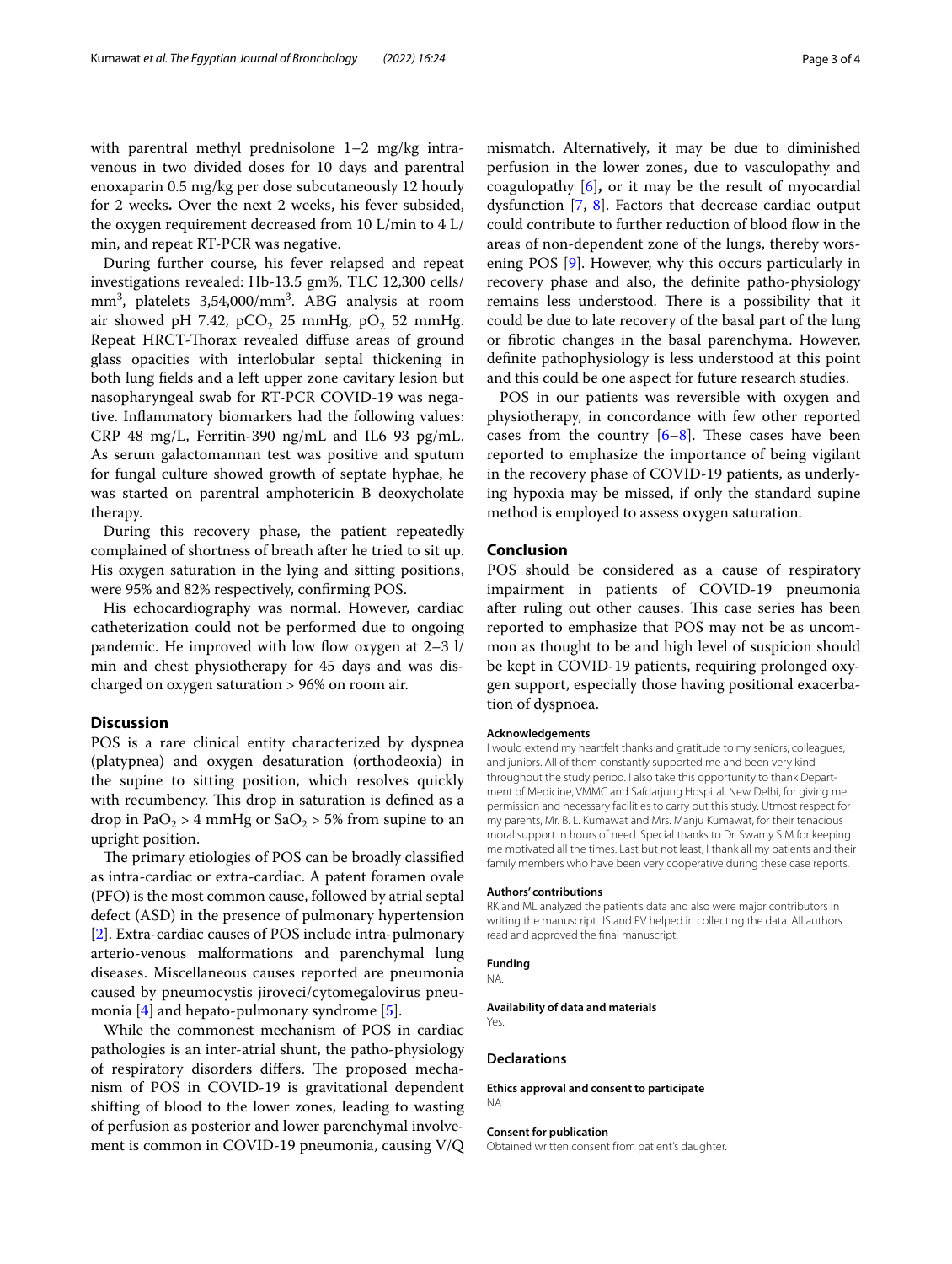with parentral methyl prednisolone 1–2 mg/kg intravenous in two divided doses for 10 days and parentral enoxaparin 0.5 mg/kg per dose subcutaneously 12 hourly for 2 weeks**.** Over the next 2 weeks, his fever subsided, the oxygen requirement decreased from 10 L/min to 4 L/min, and repeat RT-PCR was negative.

During further course, his fever relapsed and repeat investigations revealed: Hb-13.5 gm%, TLC 12,300 cells/$mm^3$, platelets 3,54,000/$mm^3$. ABG analysis at room air showed pH 7.42, $pCO_2$ 25 mmHg, $pO_2$ 52 mmHg. Repeat HRCT-Thorax revealed diffuse areas of ground glass opacities with interlobular septal thickening in both lung fields and a left upper zone cavitary lesion but nasopharyngeal swab for RT-PCR COVID-19 was negative. Inflammatory biomarkers had the following values: CRP 48 mg/L, Ferritin-390 ng/mL and IL6 93 pg/mL. As serum galactomannan test was positive and sputum for fungal culture showed growth of septate hyphae, he was started on parentral amphotericin B deoxycholate therapy.

During this recovery phase, the patient repeatedly complained of shortness of breath after he tried to sit up. His oxygen saturation in the lying and sitting positions, were 95% and 82% respectively, confirming POS.

His echocardiography was normal. However, cardiac catheterization could not be performed due to ongoing pandemic. He improved with low flow oxygen at 2–3 l/min and chest physiotherapy for 45 days and was discharged on oxygen saturation > 96% on room air.

## Discussion

POS is a rare clinical entity characterized by dyspnea (platypnea) and oxygen desaturation (orthodeoxia) in the supine to sitting position, which resolves quickly with recumbency. This drop in saturation is defined as a drop in $PaO_2$ > 4 mmHg or $SaO_2$ > 5% from supine to an upright position.

The primary etiologies of POS can be broadly classified as intra-cardiac or extra-cardiac. A patent foramen ovale (PFO) is the most common cause, followed by atrial septal defect (ASD) in the presence of pulmonary hypertension [2]. Extra-cardiac causes of POS include intra-pulmonary arterio-venous malformations and parenchymal lung diseases. Miscellaneous causes reported are pneumonia caused by pneumocystis jiroveci/cytomegalovirus pneumonia [4] and hepato-pulmonary syndrome [5].

While the commonest mechanism of POS in cardiac pathologies is an inter-atrial shunt, the patho-physiology of respiratory disorders differs. The proposed mechanism of POS in COVID-19 is gravitational dependent shifting of blood to the lower zones, leading to wasting of perfusion as posterior and lower parenchymal involvement is common in COVID-19 pneumonia, causing V/Q mismatch. Alternatively, it may be due to diminished perfusion in the lower zones, due to vasculopathy and coagulopathy [6]**,** or it may be the result of myocardial dysfunction [7, 8]. Factors that decrease cardiac output could contribute to further reduction of blood flow in the areas of non-dependent zone of the lungs, thereby worsening POS [9]. However, why this occurs particularly in recovery phase and also, the definite patho-physiology remains less understood. There is a possibility that it could be due to late recovery of the basal part of the lung or fibrotic changes in the basal parenchyma. However, definite pathophysiology is less understood at this point and this could be one aspect for future research studies.

POS in our patients was reversible with oxygen and physiotherapy, in concordance with few other reported cases from the country [6–8]. These cases have been reported to emphasize the importance of being vigilant in the recovery phase of COVID-19 patients, as underlying hypoxia may be missed, if only the standard supine method is employed to assess oxygen saturation.

## Conclusion

POS should be considered as a cause of respiratory impairment in patients of COVID-19 pneumonia after ruling out other causes. This case series has been reported to emphasize that POS may not be as uncommon as thought to be and high level of suspicion should be kept in COVID-19 patients, requiring prolonged oxygen support, especially those having positional exacerbation of dyspnoea.

#### Acknowledgements

I would extend my heartfelt thanks and gratitude to my seniors, colleagues, and juniors. All of them constantly supported me and been very kind throughout the study period. I also take this opportunity to thank Department of Medicine, VMMC and Safdarjung Hospital, New Delhi, for giving me permission and necessary facilities to carry out this study. Utmost respect for my parents, Mr. B. L. Kumawat and Mrs. Manju Kumawat, for their tenacious moral support in hours of need. Special thanks to Dr. Swamy S M for keeping me motivated all the times. Last but not least, I thank all my patients and their family members who have been very cooperative during these case reports.

#### Authors' contributions

RK and ML analyzed the patient's data and also were major contributors in writing the manuscript. JS and PV helped in collecting the data. All authors read and approved the final manuscript.

#### Funding

NA.

#### Availability of data and materials

Yes.

### Declarations

#### Ethics approval and consent to participate

NA.

#### Consent for publication

Obtained written consent from patient's daughter.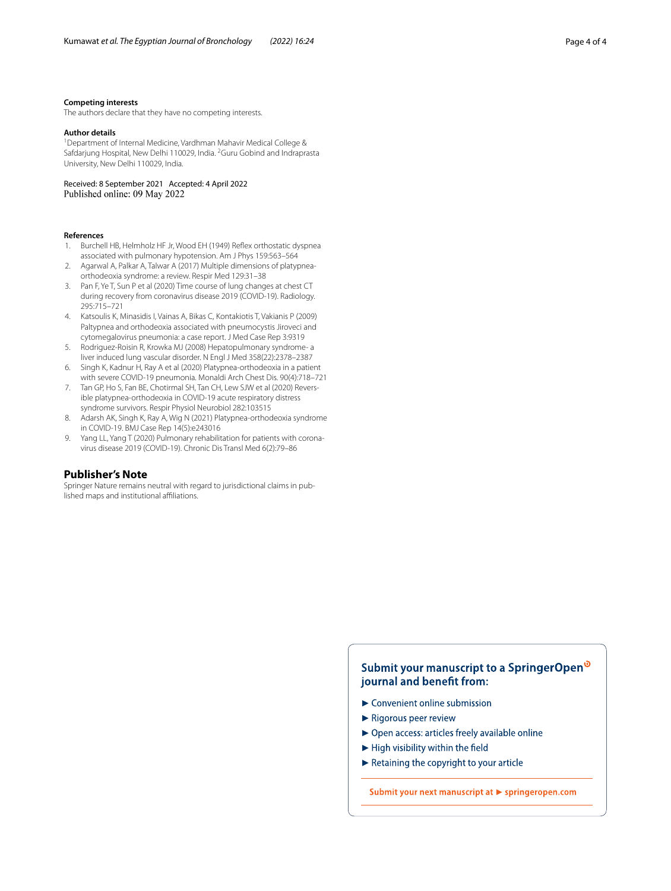**Competing interests**

The authors declare that they have no competing interests.

**Author details**

[1]Department of Internal Medicine, Vardhman Mahavir Medical College & Safdarjung Hospital, New Delhi 110029, India. [2]Guru Gobind and Indraprasta University, New Delhi 110029, India.

Received: 8 September 2021 Accepted: 4 April 2022
Published online: 09 May 2022

**References**

1. Burchell HB, Helmholz HF Jr, Wood EH (1949) Reflex orthostatic dyspnea associated with pulmonary hypotension. Am J Phys 159:563–564
2. Agarwal A, Palkar A, Talwar A (2017) Multiple dimensions of platypnea-orthodeoxia syndrome: a review. Respir Med 129:31–38
3. Pan F, Ye T, Sun P et al (2020) Time course of lung changes at chest CT during recovery from coronavirus disease 2019 (COVID-19). Radiology. 295:715–721
4. Katsoulis K, Minasidis I, Vainas A, Bikas C, Kontakiotis T, Vakianis P (2009) Paltypnea and orthodeoxia associated with pneumocystis Jiroveci and cytomegalovirus pneumonia: a case report. J Med Case Rep 3:9319
5. Rodriguez-Roisin R, Krowka MJ (2008) Hepatopulmonary syndrome- a liver induced lung vascular disorder. N Engl J Med 358(22):2378–2387
6. Singh K, Kadnur H, Ray A et al (2020) Platypnea-orthodeoxia in a patient with severe COVID-19 pneumonia. Monaldi Arch Chest Dis. 90(4):718–721
7. Tan GP, Ho S, Fan BE, Chotirmal SH, Tan CH, Lew SJW et al (2020) Reversible platypnea-orthodeoxia in COVID-19 acute respiratory distress syndrome survivors. Respir Physiol Neurobiol 282:103515
8. Adarsh AK, Singh K, Ray A, Wig N (2021) Platypnea-orthodeoxia syndrome in COVID-19. BMJ Case Rep 14(5):e243016
9. Yang LL, Yang T (2020) Pulmonary rehabilitation for patients with coronavirus disease 2019 (COVID-19). Chronic Dis Transl Med 6(2):79–86

## Publisher's Note

Springer Nature remains neutral with regard to jurisdictional claims in published maps and institutional affiliations.

**Submit your manuscript to a SpringerOpen journal and benefit from:**

- Convenient online submission
- Rigorous peer review
- Open access: articles freely available online
- High visibility within the field
- Retaining the copyright to your article

**Submit your next manuscript at ▶ springeropen.com**